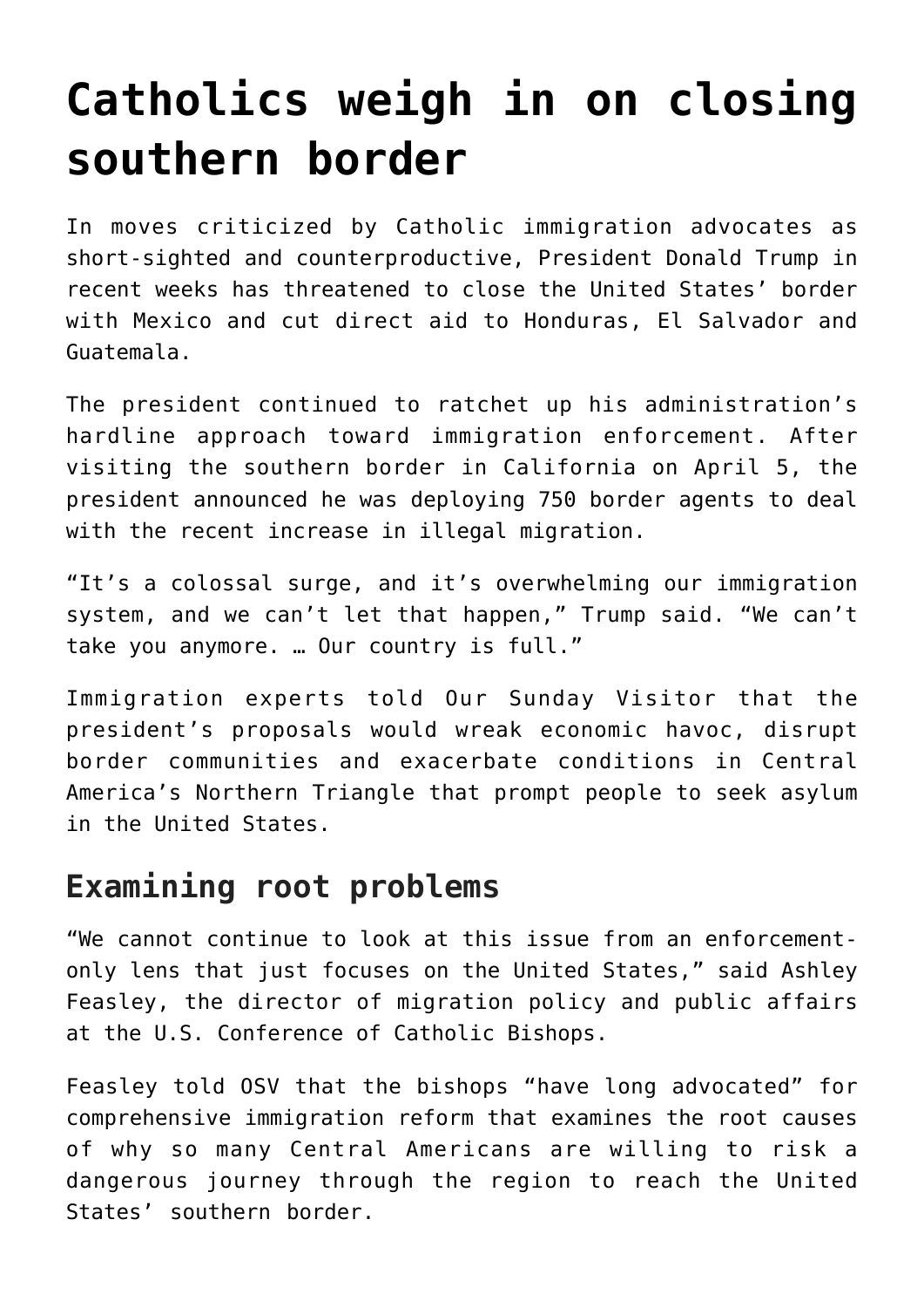# Catholics weigh in on closing southern border

In moves criticized by Catholic immigration advocates as short-sighted and counterproductive, President Donald Trump in recent weeks has threatened to close the United States' border with Mexico and cut direct aid to Honduras, El Salvador and Guatemala.

The president continued to ratchet up his administration's hardline approach toward immigration enforcement. After visiting the southern border in California on April 5, the president announced he was deploying 750 border agents to deal with the recent increase in illegal migration.

"It's a colossal surge, and it's overwhelming our immigration system, and we can't let that happen," Trump said. "We can't take you anymore. … Our country is full."

Immigration experts told Our Sunday Visitor that the president's proposals would wreak economic havoc, disrupt border communities and exacerbate conditions in Central America's Northern Triangle that prompt people to seek asylum in the United States.

## Examining root problems

"We cannot continue to look at this issue from an enforcement-only lens that just focuses on the United States," said Ashley Feasley, the director of migration policy and public affairs at the U.S. Conference of Catholic Bishops.

Feasley told OSV that the bishops "have long advocated" for comprehensive immigration reform that examines the root causes of why so many Central Americans are willing to risk a dangerous journey through the region to reach the United States' southern border.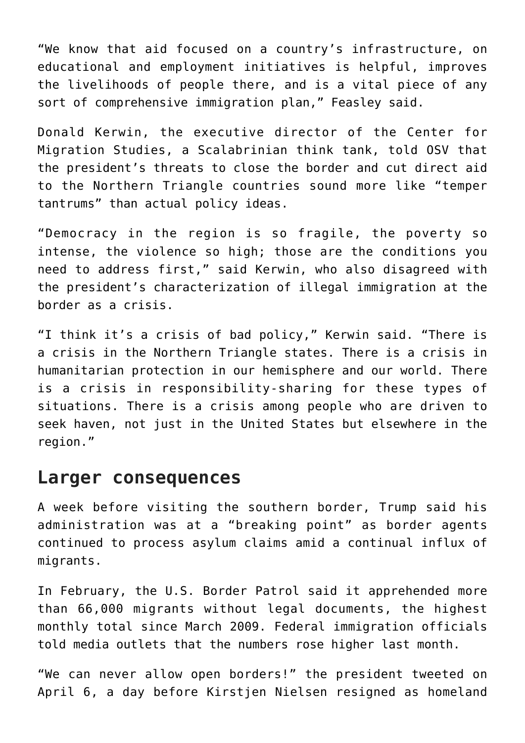"We know that aid focused on a country's infrastructure, on educational and employment initiatives is helpful, improves the livelihoods of people there, and is a vital piece of any sort of comprehensive immigration plan," Feasley said.

Donald Kerwin, the executive director of the Center for Migration Studies, a Scalabrinian think tank, told OSV that the president's threats to close the border and cut direct aid to the Northern Triangle countries sound more like "temper tantrums" than actual policy ideas.

"Democracy in the region is so fragile, the poverty so intense, the violence so high; those are the conditions you need to address first," said Kerwin, who also disagreed with the president's characterization of illegal immigration at the border as a crisis.

"I think it's a crisis of bad policy," Kerwin said. "There is a crisis in the Northern Triangle states. There is a crisis in humanitarian protection in our hemisphere and our world. There is a crisis in responsibility-sharing for these types of situations. There is a crisis among people who are driven to seek haven, not just in the United States but elsewhere in the region."

## Larger consequences

A week before visiting the southern border, Trump said his administration was at a "breaking point" as border agents continued to process asylum claims amid a continual influx of migrants.

In February, the U.S. Border Patrol said it apprehended more than 66,000 migrants without legal documents, the highest monthly total since March 2009. Federal immigration officials told media outlets that the numbers rose higher last month.

"We can never allow open borders!" the president tweeted on April 6, a day before Kirstjen Nielsen resigned as homeland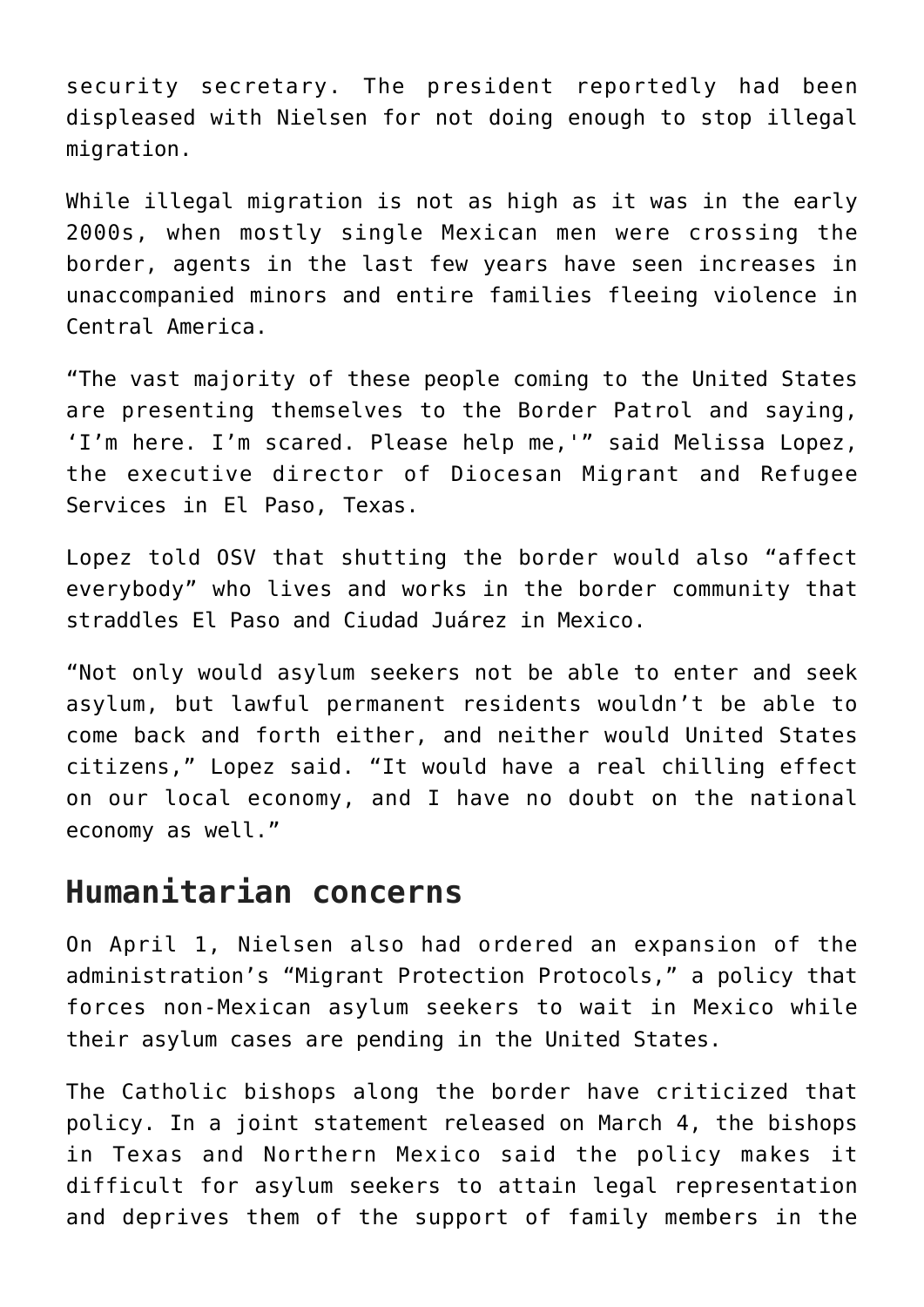security secretary. The president reportedly had been displeased with Nielsen for not doing enough to stop illegal migration.

While illegal migration is not as high as it was in the early 2000s, when mostly single Mexican men were crossing the border, agents in the last few years have seen increases in unaccompanied minors and entire families fleeing violence in Central America.

"The vast majority of these people coming to the United States are presenting themselves to the Border Patrol and saying, 'I'm here. I'm scared. Please help me,'" said Melissa Lopez, the executive director of Diocesan Migrant and Refugee Services in El Paso, Texas.

Lopez told OSV that shutting the border would also "affect everybody" who lives and works in the border community that straddles El Paso and Ciudad Juárez in Mexico.

"Not only would asylum seekers not be able to enter and seek asylum, but lawful permanent residents wouldn't be able to come back and forth either, and neither would United States citizens," Lopez said. "It would have a real chilling effect on our local economy, and I have no doubt on the national economy as well."

## Humanitarian concerns

On April 1, Nielsen also had ordered an expansion of the administration's "Migrant Protection Protocols," a policy that forces non-Mexican asylum seekers to wait in Mexico while their asylum cases are pending in the United States.

The Catholic bishops along the border have criticized that policy. In a joint statement released on March 4, the bishops in Texas and Northern Mexico said the policy makes it difficult for asylum seekers to attain legal representation and deprives them of the support of family members in the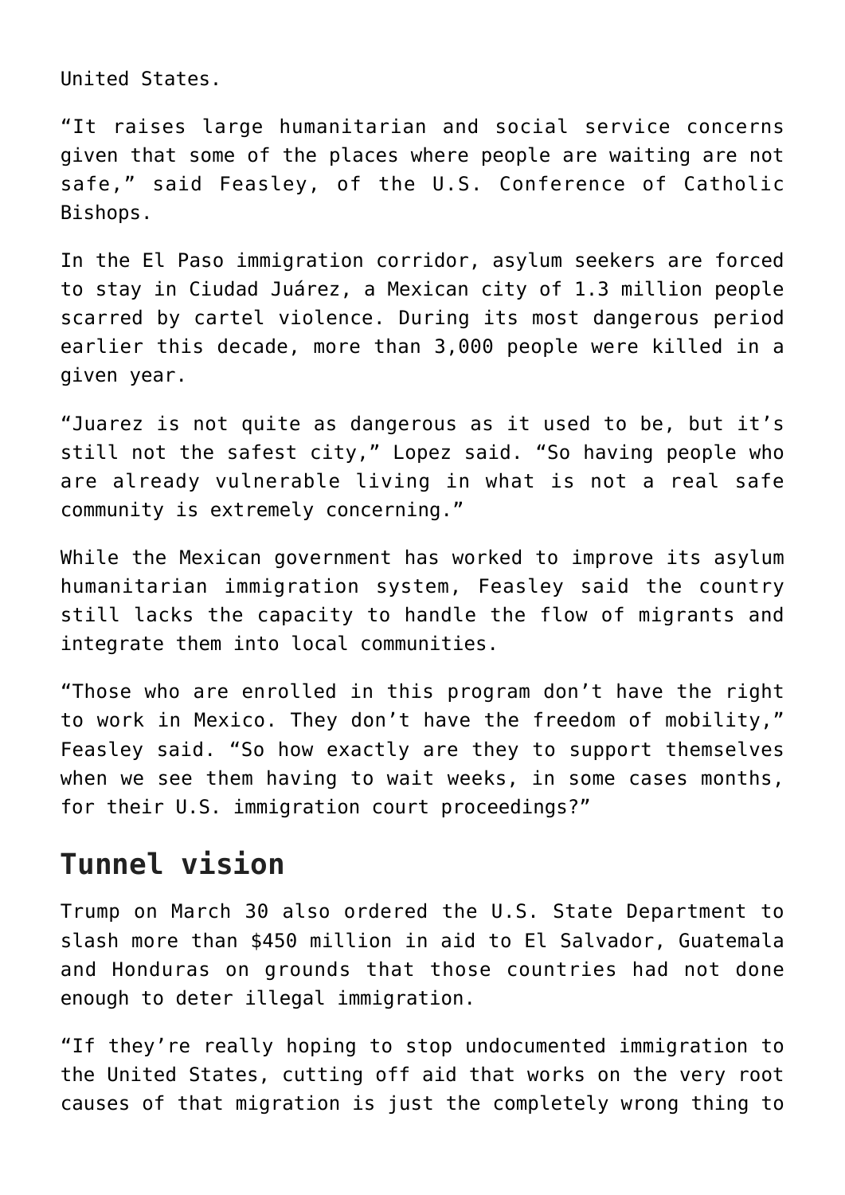United States.

“It raises large humanitarian and social service concerns given that some of the places where people are waiting are not safe,” said Feasley, of the U.S. Conference of Catholic Bishops.

In the El Paso immigration corridor, asylum seekers are forced to stay in Ciudad Juárez, a Mexican city of 1.3 million people scarred by cartel violence. During its most dangerous period earlier this decade, more than 3,000 people were killed in a given year.

“Juarez is not quite as dangerous as it used to be, but it’s still not the safest city,” Lopez said. “So having people who are already vulnerable living in what is not a real safe community is extremely concerning.”

While the Mexican government has worked to improve its asylum humanitarian immigration system, Feasley said the country still lacks the capacity to handle the flow of migrants and integrate them into local communities.

“Those who are enrolled in this program don’t have the right to work in Mexico. They don’t have the freedom of mobility,” Feasley said. “So how exactly are they to support themselves when we see them having to wait weeks, in some cases months, for their U.S. immigration court proceedings?”

## Tunnel vision

Trump on March 30 also ordered the U.S. State Department to slash more than $450 million in aid to El Salvador, Guatemala and Honduras on grounds that those countries had not done enough to deter illegal immigration.

“If they’re really hoping to stop undocumented immigration to the United States, cutting off aid that works on the very root causes of that migration is just the completely wrong thing to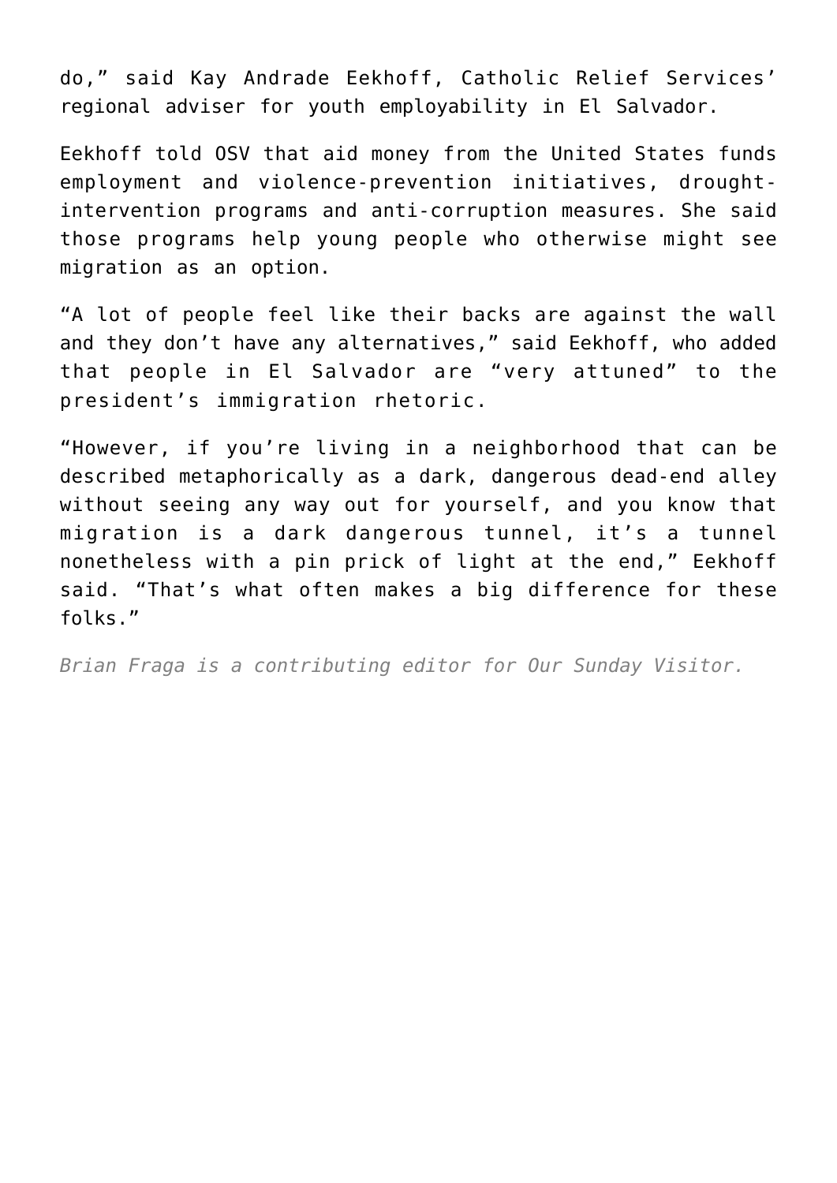do," said Kay Andrade Eekhoff, Catholic Relief Services' regional adviser for youth employability in El Salvador.

Eekhoff told OSV that aid money from the United States funds employment and violence-prevention initiatives, drought-intervention programs and anti-corruption measures. She said those programs help young people who otherwise might see migration as an option.

"A lot of people feel like their backs are against the wall and they don't have any alternatives," said Eekhoff, who added that people in El Salvador are "very attuned" to the president's immigration rhetoric.

"However, if you're living in a neighborhood that can be described metaphorically as a dark, dangerous dead-end alley without seeing any way out for yourself, and you know that migration is a dark dangerous tunnel, it's a tunnel nonetheless with a pin prick of light at the end," Eekhoff said. "That's what often makes a big difference for these folks."

*Brian Fraga is a contributing editor for Our Sunday Visitor.*